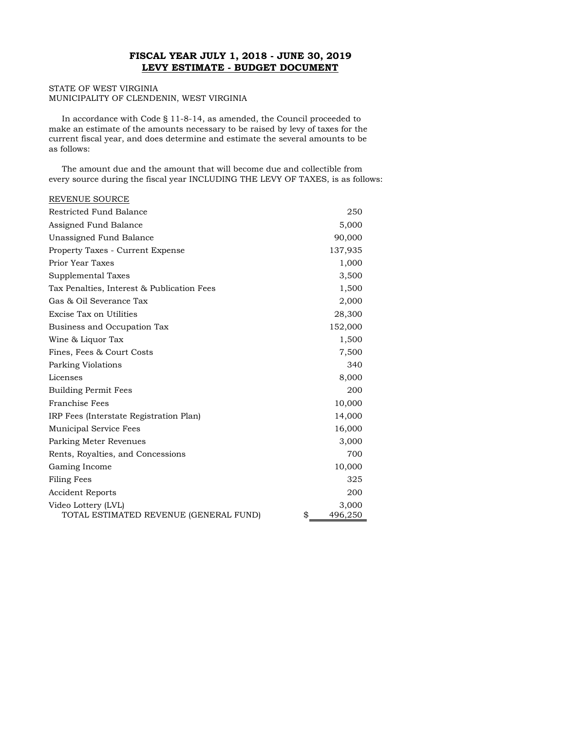# FISCAL YEAR JULY 1, 2018 - JUNE 30, 2019
## LEVY ESTIMATE - BUDGET DOCUMENT

STATE OF WEST VIRGINIA
MUNICIPALITY OF CLENDENIN, WEST VIRGINIA

In accordance with Code § 11-8-14, as amended, the Council proceeded to make an estimate of the amounts necessary to be raised by levy of taxes for the current fiscal year, and does determine and estimate the several amounts to be as follows:

The amount due and the amount that will become due and collectible from every source during the fiscal year INCLUDING THE LEVY OF TAXES, is as follows:

| REVENUE SOURCE | |
|---|---|
| Restricted Fund Balance | 250 |
| Assigned Fund Balance | 5,000 |
| Unassigned Fund Balance | 90,000 |
| Property Taxes - Current Expense | 137,935 |
| Prior Year Taxes | 1,000 |
| Supplemental Taxes | 3,500 |
| Tax Penalties, Interest & Publication Fees | 1,500 |
| Gas & Oil Severance Tax | 2,000 |
| Excise Tax on Utilities | 28,300 |
| Business and Occupation Tax | 152,000 |
| Wine & Liquor Tax | 1,500 |
| Fines, Fees & Court Costs | 7,500 |
| Parking Violations | 340 |
| Licenses | 8,000 |
| Building Permit Fees | 200 |
| Franchise Fees | 10,000 |
| IRP Fees (Interstate Registration Plan) | 14,000 |
| Municipal Service Fees | 16,000 |
| Parking Meter Revenues | 3,000 |
| Rents, Royalties, and Concessions | 700 |
| Gaming Income | 10,000 |
| Filing Fees | 325 |
| Accident Reports | 200 |
| Video Lottery (LVL) | 3,000 |
| TOTAL ESTIMATED REVENUE (GENERAL FUND) | $ 496,250 |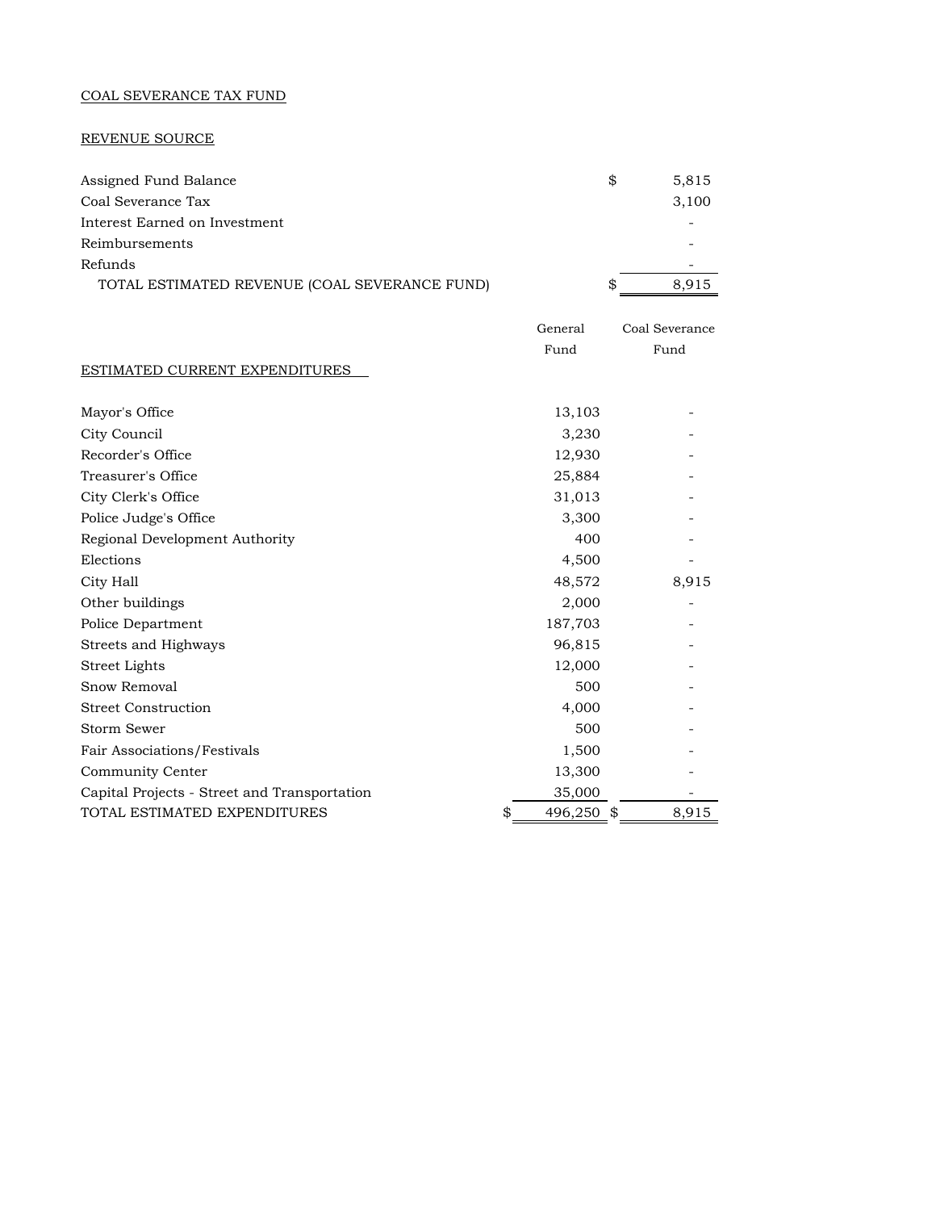COAL SEVERANCE TAX FUND

REVENUE SOURCE

| | |
|---|---|
| Assigned Fund Balance | $ 5,815 |
| Coal Severance Tax | 3,100 |
| Interest Earned on Investment | - |
| Reimbursements | - |
| Refunds | - |
| TOTAL ESTIMATED REVENUE (COAL SEVERANCE FUND) | $ 8,915 |

| ESTIMATED CURRENT EXPENDITURES | General Fund | Coal Severance Fund |
|---|---|---|
| Mayor's Office | 13,103 | - |
| City Council | 3,230 | - |
| Recorder's Office | 12,930 | - |
| Treasurer's Office | 25,884 | - |
| City Clerk's Office | 31,013 | - |
| Police Judge's Office | 3,300 | - |
| Regional Development Authority | 400 | - |
| Elections | 4,500 | - |
| City Hall | 48,572 | 8,915 |
| Other buildings | 2,000 | - |
| Police Department | 187,703 | - |
| Streets and Highways | 96,815 | - |
| Street Lights | 12,000 | - |
| Snow Removal | 500 | - |
| Street Construction | 4,000 | - |
| Storm Sewer | 500 | - |
| Fair Associations/Festivals | 1,500 | - |
| Community Center | 13,300 | - |
| Capital Projects - Street and Transportation | 35,000 | - |
| TOTAL ESTIMATED EXPENDITURES | $ 496,250 | $ 8,915 |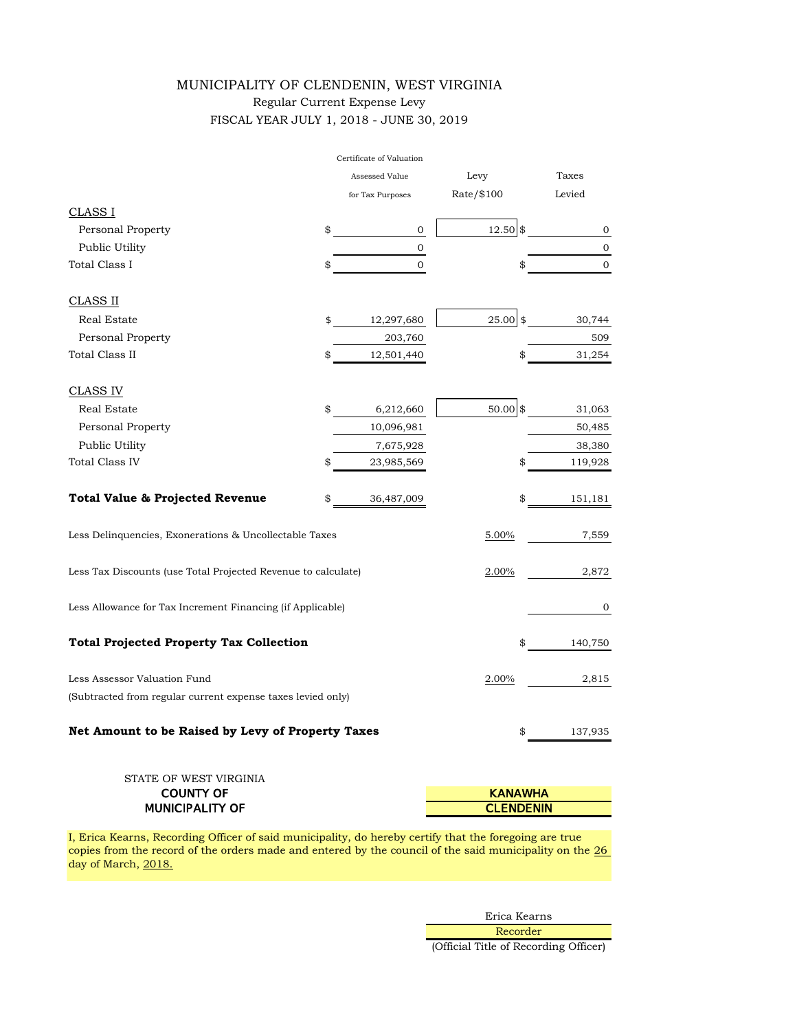# MUNICIPALITY OF CLENDENIN, WEST VIRGINIA

Regular Current Expense Levy

FISCAL YEAR JULY 1, 2018 - JUNE 30, 2019

| | Certificate of Valuation Assessed Value for Tax Purposes | Levy Rate/$100 | Taxes Levied |
|---|---|---|---|
| CLASS I | | | |
| Personal Property | $ 0 | 12.50 | $ 0 |
| Public Utility | 0 | | 0 |
| Total Class I | $ 0 | | $ 0 |
| CLASS II | | | |
| Real Estate | $ 12,297,680 | 25.00 | $ 30,744 |
| Personal Property | 203,760 | | 509 |
| Total Class II | $ 12,501,440 | | $ 31,254 |
| CLASS IV | | | |
| Real Estate | $ 6,212,660 | 50.00 | $ 31,063 |
| Personal Property | 10,096,981 | | 50,485 |
| Public Utility | 7,675,928 | | 38,380 |
| Total Class IV | $ 23,985,569 | | $ 119,928 |
| **Total Value & Projected Revenue** | $ 36,487,009 | | $ 151,181 |
| Less Delinquencies, Exonerations & Uncollectable Taxes | | 5.00% | 7,559 |
| Less Tax Discounts (use Total Projected Revenue to calculate) | | 2.00% | 2,872 |
| Less Allowance for Tax Increment Financing (if Applicable) | | | 0 |
| **Total Projected Property Tax Collection** | | | $ 140,750 |
| Less Assessor Valuation Fund (Subtracted from regular current expense taxes levied only) | | 2.00% | 2,815 |
| **Net Amount to be Raised by Levy of Property Taxes** | | | $ 137,935 |

STATE OF WEST VIRGINIA

**COUNTY OF** KANAWHA

**MUNICIPALITY OF** CLENDENIN

I, Erica Kearns, Recording Officer of said municipality, do hereby certify that the foregoing are true copies from the record of the orders made and entered by the council of the said municipality on the 26 day of March, 2018.

Erica Kearns

Recorder

(Official Title of Recording Officer)